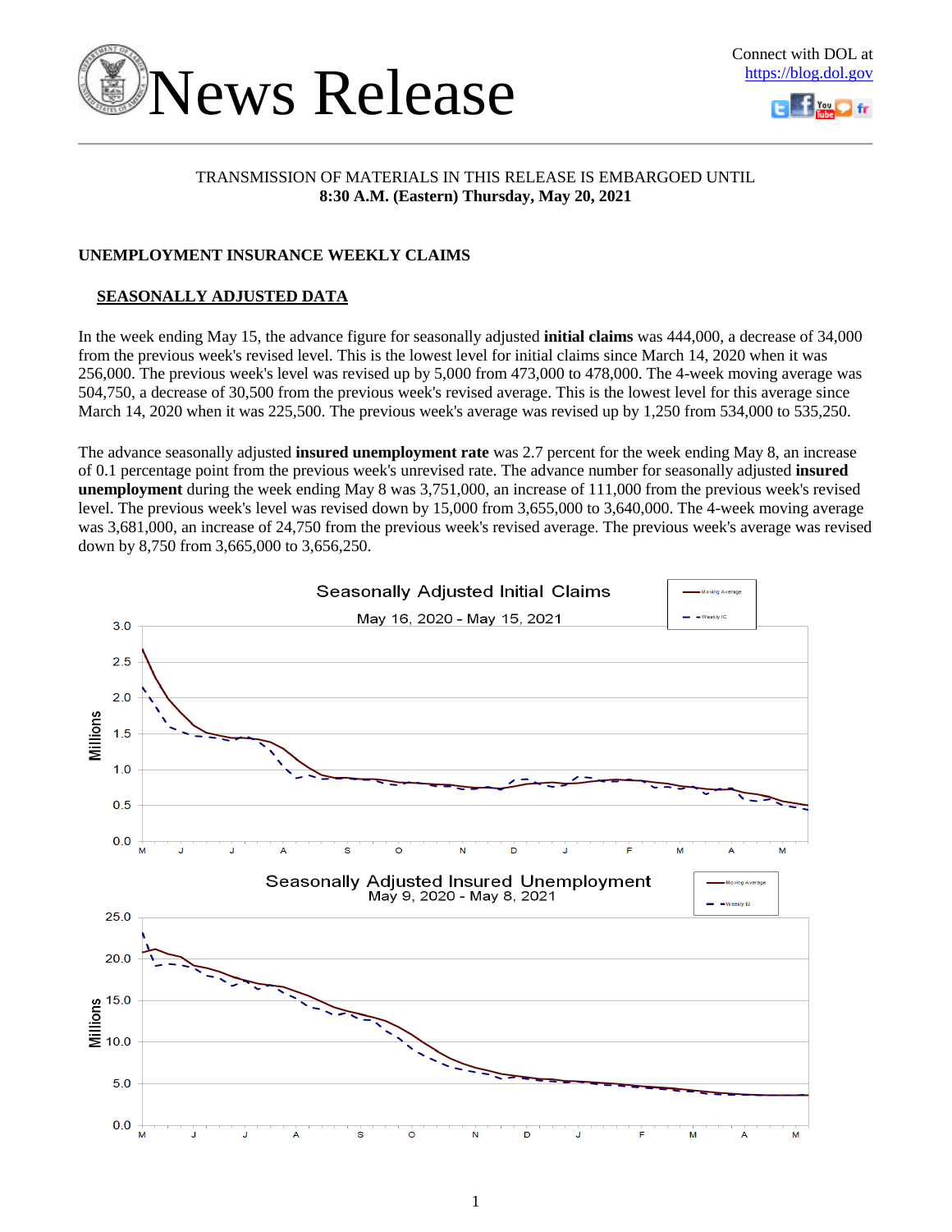# News Release

Connect with DOL at https://blog.dol.gov

TRANSMISSION OF MATERIALS IN THIS RELEASE IS EMBARGOED UNTIL
**8:30 A.M. (Eastern) Thursday, May 20, 2021**

## UNEMPLOYMENT INSURANCE WEEKLY CLAIMS

### SEASONALLY ADJUSTED DATA

In the week ending May 15, the advance figure for seasonally adjusted **initial claims** was 444,000, a decrease of 34,000 from the previous week's revised level. This is the lowest level for initial claims since March 14, 2020 when it was 256,000. The previous week's level was revised up by 5,000 from 473,000 to 478,000. The 4-week moving average was 504,750, a decrease of 30,500 from the previous week's revised average. This is the lowest level for this average since March 14, 2020 when it was 225,500. The previous week's average was revised up by 1,250 from 534,000 to 535,250.

The advance seasonally adjusted **insured unemployment rate** was 2.7 percent for the week ending May 8, an increase of 0.1 percentage point from the previous week's unrevised rate. The advance number for seasonally adjusted **insured unemployment** during the week ending May 8 was 3,751,000, an increase of 111,000 from the previous week's revised level. The previous week's level was revised down by 15,000 from 3,655,000 to 3,640,000. The 4-week moving average was 3,681,000, an increase of 24,750 from the previous week's revised average. The previous week's average was revised down by 8,750 from 3,665,000 to 3,656,250.

Seasonally Adjusted Initial Claims
May 16, 2020 - May 15, 2021

Seasonally Adjusted Insured Unemployment
May 9, 2020 - May 8, 2021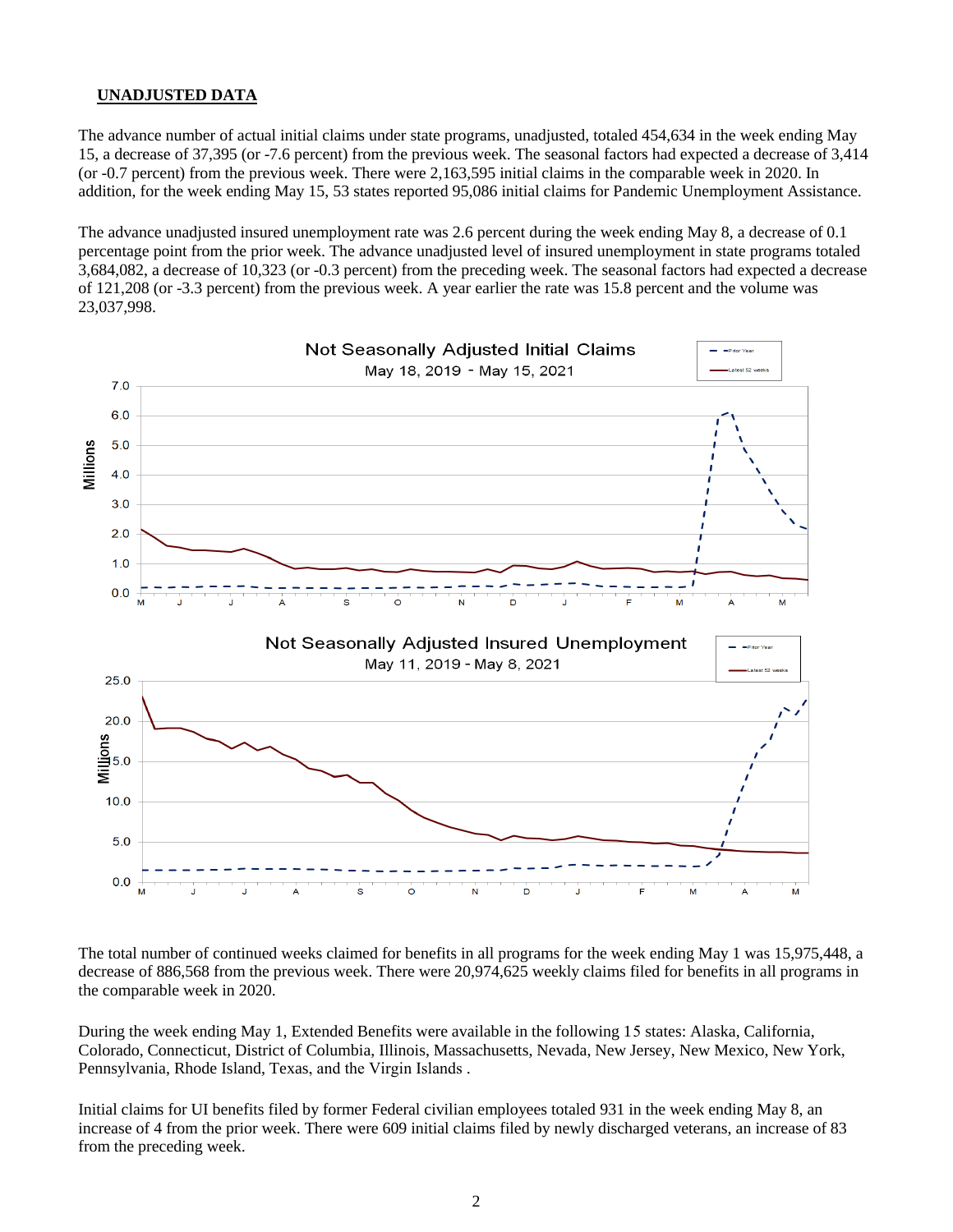**UNADJUSTED DATA**

The advance number of actual initial claims under state programs, unadjusted, totaled 454,634 in the week ending May 15, a decrease of 37,395 (or -7.6 percent) from the previous week. The seasonal factors had expected a decrease of 3,414 (or -0.7 percent) from the previous week. There were 2,163,595 initial claims in the comparable week in 2020. In addition, for the week ending May 15, 53 states reported 95,086 initial claims for Pandemic Unemployment Assistance.

The advance unadjusted insured unemployment rate was 2.6 percent during the week ending May 8, a decrease of 0.1 percentage point from the prior week. The advance unadjusted level of insured unemployment in state programs totaled 3,684,082, a decrease of 10,323 (or -0.3 percent) from the preceding week. The seasonal factors had expected a decrease of 121,208 (or -3.3 percent) from the previous week. A year earlier the rate was 15.8 percent and the volume was 23,037,998.

Not Seasonally Adjusted Initial Claims
May 18, 2019 - May 15, 2021

Not Seasonally Adjusted Insured Unemployment
May 11, 2019 - May 8, 2021

The total number of continued weeks claimed for benefits in all programs for the week ending May 1 was 15,975,448, a decrease of 886,568 from the previous week. There were 20,974,625 weekly claims filed for benefits in all programs in the comparable week in 2020.

During the week ending May 1, Extended Benefits were available in the following 15 states: Alaska, California, Colorado, Connecticut, District of Columbia, Illinois, Massachusetts, Nevada, New Jersey, New Mexico, New York, Pennsylvania, Rhode Island, Texas, and the Virgin Islands .

Initial claims for UI benefits filed by former Federal civilian employees totaled 931 in the week ending May 8, an increase of 4 from the prior week. There were 609 initial claims filed by newly discharged veterans, an increase of 83 from the preceding week.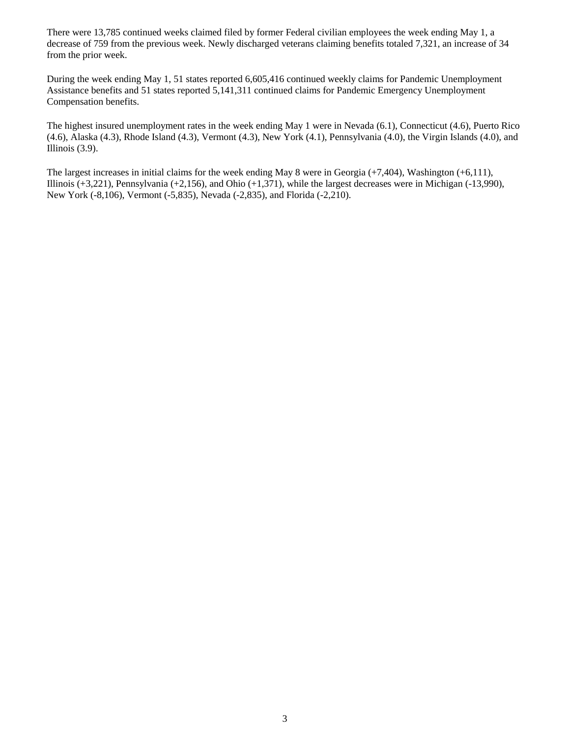There were 13,785 continued weeks claimed filed by former Federal civilian employees the week ending May 1, a decrease of 759 from the previous week. Newly discharged veterans claiming benefits totaled 7,321, an increase of 34 from the prior week.

During the week ending May 1, 51 states reported 6,605,416 continued weekly claims for Pandemic Unemployment Assistance benefits and 51 states reported 5,141,311 continued claims for Pandemic Emergency Unemployment Compensation benefits.

The highest insured unemployment rates in the week ending May 1 were in Nevada (6.1), Connecticut (4.6), Puerto Rico (4.6), Alaska (4.3), Rhode Island (4.3), Vermont (4.3), New York (4.1), Pennsylvania (4.0), the Virgin Islands (4.0), and Illinois (3.9).

The largest increases in initial claims for the week ending May 8 were in Georgia (+7,404), Washington (+6,111), Illinois (+3,221), Pennsylvania (+2,156), and Ohio (+1,371), while the largest decreases were in Michigan (-13,990), New York (-8,106), Vermont (-5,835), Nevada (-2,835), and Florida (-2,210).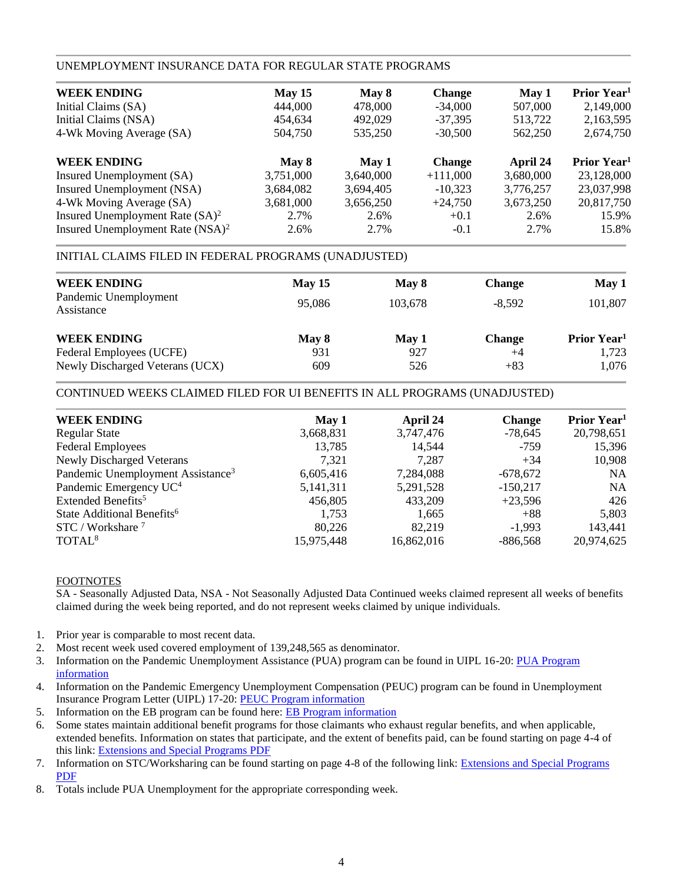## UNEMPLOYMENT INSURANCE DATA FOR REGULAR STATE PROGRAMS

| WEEK ENDING | May 15 | May 8 | Change | May 1 | Prior Year[1] |
|---|---|---|---|---|---|
| Initial Claims (SA) | 444,000 | 478,000 | -34,000 | 507,000 | 2,149,000 |
| Initial Claims (NSA) | 454,634 | 492,029 | -37,395 | 513,722 | 2,163,595 |
| 4-Wk Moving Average (SA) | 504,750 | 535,250 | -30,500 | 562,250 | 2,674,750 |

| WEEK ENDING | May 8 | May 1 | Change | April 24 | Prior Year[1] |
|---|---|---|---|---|---|
| Insured Unemployment (SA) | 3,751,000 | 3,640,000 | +111,000 | 3,680,000 | 23,128,000 |
| Insured Unemployment (NSA) | 3,684,082 | 3,694,405 | -10,323 | 3,776,257 | 23,037,998 |
| 4-Wk Moving Average (SA) | 3,681,000 | 3,656,250 | +24,750 | 3,673,250 | 20,817,750 |
| Insured Unemployment Rate (SA)[2] | 2.7% | 2.6% | +0.1 | 2.6% | 15.9% |
| Insured Unemployment Rate (NSA)[2] | 2.6% | 2.7% | -0.1 | 2.7% | 15.8% |

## INITIAL CLAIMS FILED IN FEDERAL PROGRAMS (UNADJUSTED)

| WEEK ENDING | May 15 | May 8 | Change | May 1 |
|---|---|---|---|---|
| Pandemic Unemployment Assistance | 95,086 | 103,678 | -8,592 | 101,807 |

| WEEK ENDING | May 8 | May 1 | Change | Prior Year[1] |
|---|---|---|---|---|
| Federal Employees (UCFE) | 931 | 927 | +4 | 1,723 |
| Newly Discharged Veterans (UCX) | 609 | 526 | +83 | 1,076 |

## CONTINUED WEEKS CLAIMED FILED FOR UI BENEFITS IN ALL PROGRAMS (UNADJUSTED)

| WEEK ENDING | May 1 | April 24 | Change | Prior Year[1] |
|---|---|---|---|---|
| Regular State | 3,668,831 | 3,747,476 | -78,645 | 20,798,651 |
| Federal Employees | 13,785 | 14,544 | -759 | 15,396 |
| Newly Discharged Veterans | 7,321 | 7,287 | +34 | 10,908 |
| Pandemic Unemployment Assistance[3] | 6,605,416 | 7,284,088 | -678,672 | NA |
| Pandemic Emergency UC[4] | 5,141,311 | 5,291,528 | -150,217 | NA |
| Extended Benefits[5] | 456,805 | 433,209 | +23,596 | 426 |
| State Additional Benefits[6] | 1,753 | 1,665 | +88 | 5,803 |
| STC / Workshare [7] | 80,226 | 82,219 | -1,993 | 143,441 |
| TOTAL[8] | 15,975,448 | 16,862,016 | -886,568 | 20,974,625 |

FOOTNOTES

SA - Seasonally Adjusted Data, NSA - Not Seasonally Adjusted Data Continued weeks claimed represent all weeks of benefits claimed during the week being reported, and do not represent weeks claimed by unique individuals.

1. Prior year is comparable to most recent data.
2. Most recent week used covered employment of 139,248,565 as denominator.
3. Information on the Pandemic Unemployment Assistance (PUA) program can be found in UIPL 16-20: PUA Program information
4. Information on the Pandemic Emergency Unemployment Compensation (PEUC) program can be found in Unemployment Insurance Program Letter (UIPL) 17-20: PEUC Program information
5. Information on the EB program can be found here: EB Program information
6. Some states maintain additional benefit programs for those claimants who exhaust regular benefits, and when applicable, extended benefits. Information on states that participate, and the extent of benefits paid, can be found starting on page 4-4 of this link: Extensions and Special Programs PDF
7. Information on STC/Worksharing can be found starting on page 4-8 of the following link: Extensions and Special Programs PDF
8. Totals include PUA Unemployment for the appropriate corresponding week.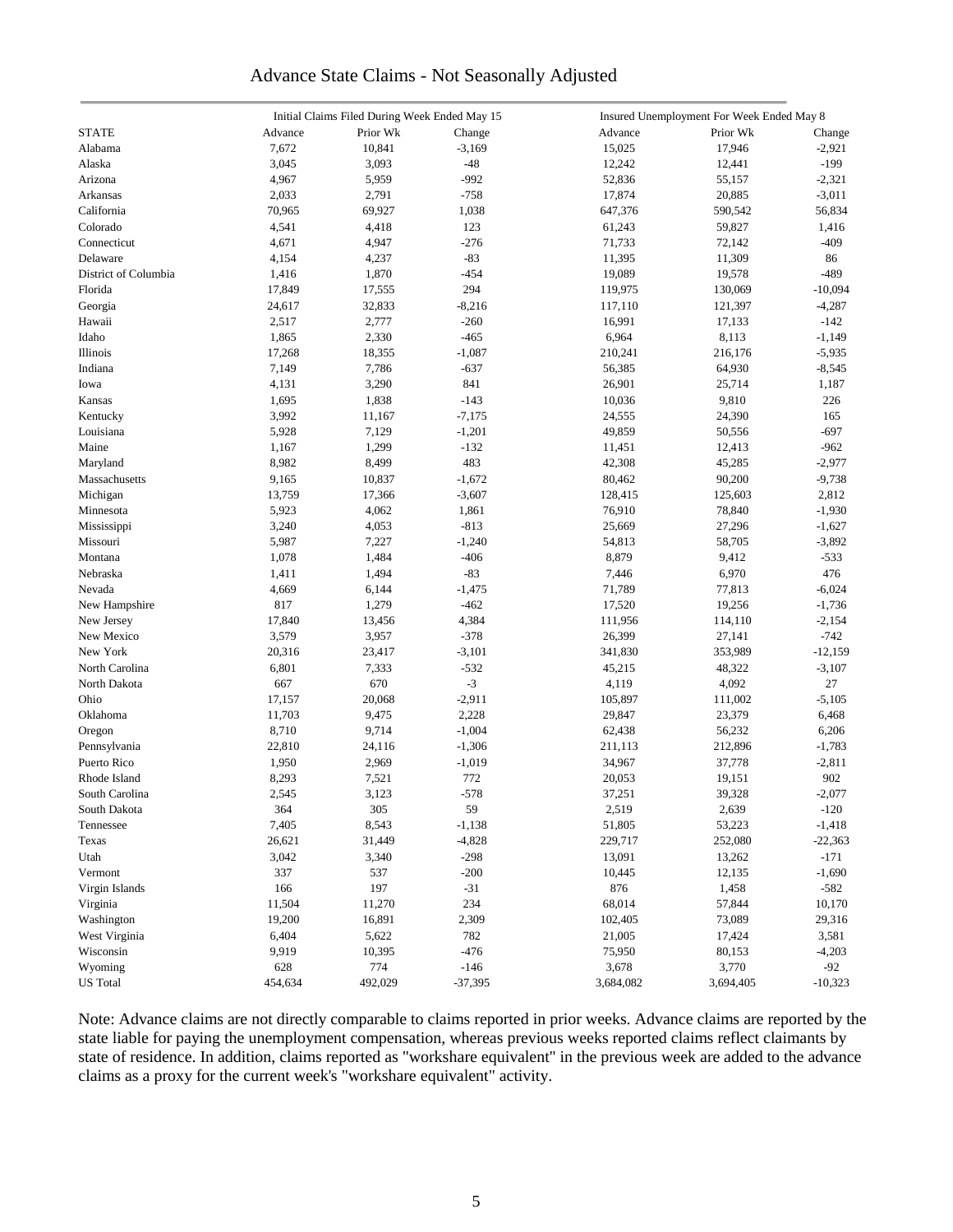# Advance State Claims - Not Seasonally Adjusted

| | Initial Claims Filed During Week Ended May 15 | | | Insured Unemployment For Week Ended May 8 | | |
|---|---|---|---|---|---|---|
| STATE | Advance | Prior Wk | Change | Advance | Prior Wk | Change |
| Alabama | 7,672 | 10,841 | -3,169 | 15,025 | 17,946 | -2,921 |
| Alaska | 3,045 | 3,093 | -48 | 12,242 | 12,441 | -199 |
| Arizona | 4,967 | 5,959 | -992 | 52,836 | 55,157 | -2,321 |
| Arkansas | 2,033 | 2,791 | -758 | 17,874 | 20,885 | -3,011 |
| California | 70,965 | 69,927 | 1,038 | 647,376 | 590,542 | 56,834 |
| Colorado | 4,541 | 4,418 | 123 | 61,243 | 59,827 | 1,416 |
| Connecticut | 4,671 | 4,947 | -276 | 71,733 | 72,142 | -409 |
| Delaware | 4,154 | 4,237 | -83 | 11,395 | 11,309 | 86 |
| District of Columbia | 1,416 | 1,870 | -454 | 19,089 | 19,578 | -489 |
| Florida | 17,849 | 17,555 | 294 | 119,975 | 130,069 | -10,094 |
| Georgia | 24,617 | 32,833 | -8,216 | 117,110 | 121,397 | -4,287 |
| Hawaii | 2,517 | 2,777 | -260 | 16,991 | 17,133 | -142 |
| Idaho | 1,865 | 2,330 | -465 | 6,964 | 8,113 | -1,149 |
| Illinois | 17,268 | 18,355 | -1,087 | 210,241 | 216,176 | -5,935 |
| Indiana | 7,149 | 7,786 | -637 | 56,385 | 64,930 | -8,545 |
| Iowa | 4,131 | 3,290 | 841 | 26,901 | 25,714 | 1,187 |
| Kansas | 1,695 | 1,838 | -143 | 10,036 | 9,810 | 226 |
| Kentucky | 3,992 | 11,167 | -7,175 | 24,555 | 24,390 | 165 |
| Louisiana | 5,928 | 7,129 | -1,201 | 49,859 | 50,556 | -697 |
| Maine | 1,167 | 1,299 | -132 | 11,451 | 12,413 | -962 |
| Maryland | 8,982 | 8,499 | 483 | 42,308 | 45,285 | -2,977 |
| Massachusetts | 9,165 | 10,837 | -1,672 | 80,462 | 90,200 | -9,738 |
| Michigan | 13,759 | 17,366 | -3,607 | 128,415 | 125,603 | 2,812 |
| Minnesota | 5,923 | 4,062 | 1,861 | 76,910 | 78,840 | -1,930 |
| Mississippi | 3,240 | 4,053 | -813 | 25,669 | 27,296 | -1,627 |
| Missouri | 5,987 | 7,227 | -1,240 | 54,813 | 58,705 | -3,892 |
| Montana | 1,078 | 1,484 | -406 | 8,879 | 9,412 | -533 |
| Nebraska | 1,411 | 1,494 | -83 | 7,446 | 6,970 | 476 |
| Nevada | 4,669 | 6,144 | -1,475 | 71,789 | 77,813 | -6,024 |
| New Hampshire | 817 | 1,279 | -462 | 17,520 | 19,256 | -1,736 |
| New Jersey | 17,840 | 13,456 | 4,384 | 111,956 | 114,110 | -2,154 |
| New Mexico | 3,579 | 3,957 | -378 | 26,399 | 27,141 | -742 |
| New York | 20,316 | 23,417 | -3,101 | 341,830 | 353,989 | -12,159 |
| North Carolina | 6,801 | 7,333 | -532 | 45,215 | 48,322 | -3,107 |
| North Dakota | 667 | 670 | -3 | 4,119 | 4,092 | 27 |
| Ohio | 17,157 | 20,068 | -2,911 | 105,897 | 111,002 | -5,105 |
| Oklahoma | 11,703 | 9,475 | 2,228 | 29,847 | 23,379 | 6,468 |
| Oregon | 8,710 | 9,714 | -1,004 | 62,438 | 56,232 | 6,206 |
| Pennsylvania | 22,810 | 24,116 | -1,306 | 211,113 | 212,896 | -1,783 |
| Puerto Rico | 1,950 | 2,969 | -1,019 | 34,967 | 37,778 | -2,811 |
| Rhode Island | 8,293 | 7,521 | 772 | 20,053 | 19,151 | 902 |
| South Carolina | 2,545 | 3,123 | -578 | 37,251 | 39,328 | -2,077 |
| South Dakota | 364 | 305 | 59 | 2,519 | 2,639 | -120 |
| Tennessee | 7,405 | 8,543 | -1,138 | 51,805 | 53,223 | -1,418 |
| Texas | 26,621 | 31,449 | -4,828 | 229,717 | 252,080 | -22,363 |
| Utah | 3,042 | 3,340 | -298 | 13,091 | 13,262 | -171 |
| Vermont | 337 | 537 | -200 | 10,445 | 12,135 | -1,690 |
| Virgin Islands | 166 | 197 | -31 | 876 | 1,458 | -582 |
| Virginia | 11,504 | 11,270 | 234 | 68,014 | 57,844 | 10,170 |
| Washington | 19,200 | 16,891 | 2,309 | 102,405 | 73,089 | 29,316 |
| West Virginia | 6,404 | 5,622 | 782 | 21,005 | 17,424 | 3,581 |
| Wisconsin | 9,919 | 10,395 | -476 | 75,950 | 80,153 | -4,203 |
| Wyoming | 628 | 774 | -146 | 3,678 | 3,770 | -92 |
| US Total | 454,634 | 492,029 | -37,395 | 3,684,082 | 3,694,405 | -10,323 |

Note: Advance claims are not directly comparable to claims reported in prior weeks. Advance claims are reported by the state liable for paying the unemployment compensation, whereas previous weeks reported claims reflect claimants by state of residence. In addition, claims reported as "workshare equivalent" in the previous week are added to the advance claims as a proxy for the current week's "workshare equivalent" activity.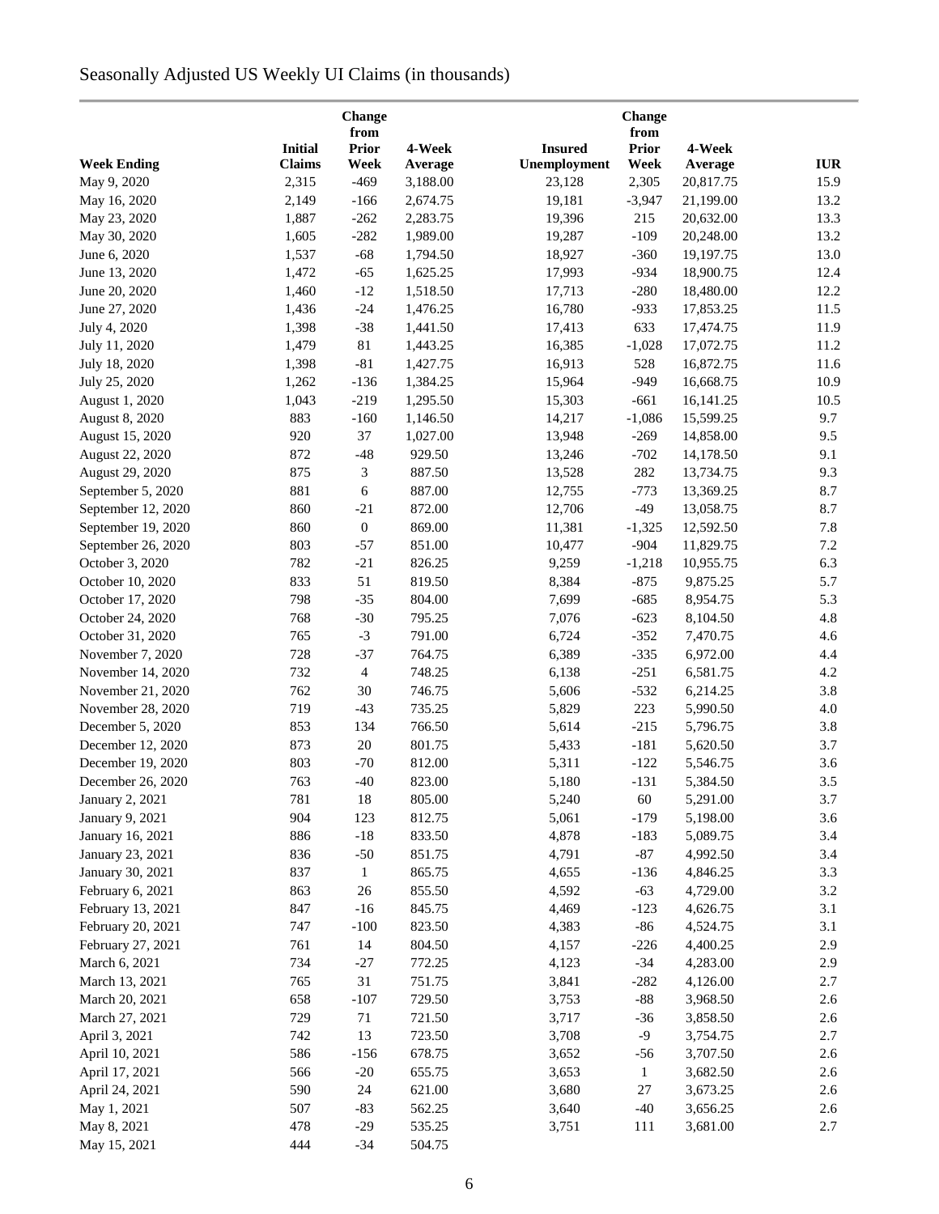# Seasonally Adjusted US Weekly UI Claims (in thousands)

| Week Ending | Initial Claims | Change from Prior Week | 4-Week Average | Insured Unemployment | Change from Prior Week | 4-Week Average | IUR |
|---|---|---|---|---|---|---|---|
| May 9, 2020 | 2,315 | -469 | 3,188.00 | 23,128 | 2,305 | 20,817.75 | 15.9 |
| May 16, 2020 | 2,149 | -166 | 2,674.75 | 19,181 | -3,947 | 21,199.00 | 13.2 |
| May 23, 2020 | 1,887 | -262 | 2,283.75 | 19,396 | 215 | 20,632.00 | 13.3 |
| May 30, 2020 | 1,605 | -282 | 1,989.00 | 19,287 | -109 | 20,248.00 | 13.2 |
| June 6, 2020 | 1,537 | -68 | 1,794.50 | 18,927 | -360 | 19,197.75 | 13.0 |
| June 13, 2020 | 1,472 | -65 | 1,625.25 | 17,993 | -934 | 18,900.75 | 12.4 |
| June 20, 2020 | 1,460 | -12 | 1,518.50 | 17,713 | -280 | 18,480.00 | 12.2 |
| June 27, 2020 | 1,436 | -24 | 1,476.25 | 16,780 | -933 | 17,853.25 | 11.5 |
| July 4, 2020 | 1,398 | -38 | 1,441.50 | 17,413 | 633 | 17,474.75 | 11.9 |
| July 11, 2020 | 1,479 | 81 | 1,443.25 | 16,385 | -1,028 | 17,072.75 | 11.2 |
| July 18, 2020 | 1,398 | -81 | 1,427.75 | 16,913 | 528 | 16,872.75 | 11.6 |
| July 25, 2020 | 1,262 | -136 | 1,384.25 | 15,964 | -949 | 16,668.75 | 10.9 |
| August 1, 2020 | 1,043 | -219 | 1,295.50 | 15,303 | -661 | 16,141.25 | 10.5 |
| August 8, 2020 | 883 | -160 | 1,146.50 | 14,217 | -1,086 | 15,599.25 | 9.7 |
| August 15, 2020 | 920 | 37 | 1,027.00 | 13,948 | -269 | 14,858.00 | 9.5 |
| August 22, 2020 | 872 | -48 | 929.50 | 13,246 | -702 | 14,178.50 | 9.1 |
| August 29, 2020 | 875 | 3 | 887.50 | 13,528 | 282 | 13,734.75 | 9.3 |
| September 5, 2020 | 881 | 6 | 887.00 | 12,755 | -773 | 13,369.25 | 8.7 |
| September 12, 2020 | 860 | -21 | 872.00 | 12,706 | -49 | 13,058.75 | 8.7 |
| September 19, 2020 | 860 | 0 | 869.00 | 11,381 | -1,325 | 12,592.50 | 7.8 |
| September 26, 2020 | 803 | -57 | 851.00 | 10,477 | -904 | 11,829.75 | 7.2 |
| October 3, 2020 | 782 | -21 | 826.25 | 9,259 | -1,218 | 10,955.75 | 6.3 |
| October 10, 2020 | 833 | 51 | 819.50 | 8,384 | -875 | 9,875.25 | 5.7 |
| October 17, 2020 | 798 | -35 | 804.00 | 7,699 | -685 | 8,954.75 | 5.3 |
| October 24, 2020 | 768 | -30 | 795.25 | 7,076 | -623 | 8,104.50 | 4.8 |
| October 31, 2020 | 765 | -3 | 791.00 | 6,724 | -352 | 7,470.75 | 4.6 |
| November 7, 2020 | 728 | -37 | 764.75 | 6,389 | -335 | 6,972.00 | 4.4 |
| November 14, 2020 | 732 | 4 | 748.25 | 6,138 | -251 | 6,581.75 | 4.2 |
| November 21, 2020 | 762 | 30 | 746.75 | 5,606 | -532 | 6,214.25 | 3.8 |
| November 28, 2020 | 719 | -43 | 735.25 | 5,829 | 223 | 5,990.50 | 4.0 |
| December 5, 2020 | 853 | 134 | 766.50 | 5,614 | -215 | 5,796.75 | 3.8 |
| December 12, 2020 | 873 | 20 | 801.75 | 5,433 | -181 | 5,620.50 | 3.7 |
| December 19, 2020 | 803 | -70 | 812.00 | 5,311 | -122 | 5,546.75 | 3.6 |
| December 26, 2020 | 763 | -40 | 823.00 | 5,180 | -131 | 5,384.50 | 3.5 |
| January 2, 2021 | 781 | 18 | 805.00 | 5,240 | 60 | 5,291.00 | 3.7 |
| January 9, 2021 | 904 | 123 | 812.75 | 5,061 | -179 | 5,198.00 | 3.6 |
| January 16, 2021 | 886 | -18 | 833.50 | 4,878 | -183 | 5,089.75 | 3.4 |
| January 23, 2021 | 836 | -50 | 851.75 | 4,791 | -87 | 4,992.50 | 3.4 |
| January 30, 2021 | 837 | 1 | 865.75 | 4,655 | -136 | 4,846.25 | 3.3 |
| February 6, 2021 | 863 | 26 | 855.50 | 4,592 | -63 | 4,729.00 | 3.2 |
| February 13, 2021 | 847 | -16 | 845.75 | 4,469 | -123 | 4,626.75 | 3.1 |
| February 20, 2021 | 747 | -100 | 823.50 | 4,383 | -86 | 4,524.75 | 3.1 |
| February 27, 2021 | 761 | 14 | 804.50 | 4,157 | -226 | 4,400.25 | 2.9 |
| March 6, 2021 | 734 | -27 | 772.25 | 4,123 | -34 | 4,283.00 | 2.9 |
| March 13, 2021 | 765 | 31 | 751.75 | 3,841 | -282 | 4,126.00 | 2.7 |
| March 20, 2021 | 658 | -107 | 729.50 | 3,753 | -88 | 3,968.50 | 2.6 |
| March 27, 2021 | 729 | 71 | 721.50 | 3,717 | -36 | 3,858.50 | 2.6 |
| April 3, 2021 | 742 | 13 | 723.50 | 3,708 | -9 | 3,754.75 | 2.7 |
| April 10, 2021 | 586 | -156 | 678.75 | 3,652 | -56 | 3,707.50 | 2.6 |
| April 17, 2021 | 566 | -20 | 655.75 | 3,653 | 1 | 3,682.50 | 2.6 |
| April 24, 2021 | 590 | 24 | 621.00 | 3,680 | 27 | 3,673.25 | 2.6 |
| May 1, 2021 | 507 | -83 | 562.25 | 3,640 | -40 | 3,656.25 | 2.6 |
| May 8, 2021 | 478 | -29 | 535.25 | 3,751 | 111 | 3,681.00 | 2.7 |
| May 15, 2021 | 444 | -34 | 504.75 | | | | |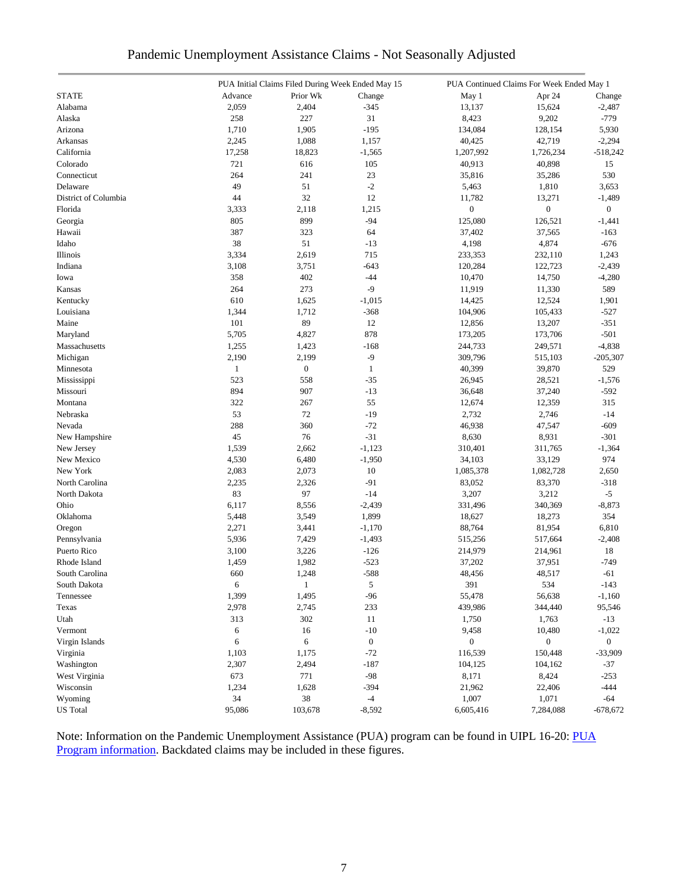# Pandemic Unemployment Assistance Claims - Not Seasonally Adjusted

| | PUA Initial Claims Filed During Week Ended May 15 | | | PUA Continued Claims For Week Ended May 1 | | |
|---|---|---|---|---|---|---|
| STATE | Advance | Prior Wk | Change | May 1 | Apr 24 | Change |
| Alabama | 2,059 | 2,404 | -345 | 13,137 | 15,624 | -2,487 |
| Alaska | 258 | 227 | 31 | 8,423 | 9,202 | -779 |
| Arizona | 1,710 | 1,905 | -195 | 134,084 | 128,154 | 5,930 |
| Arkansas | 2,245 | 1,088 | 1,157 | 40,425 | 42,719 | -2,294 |
| California | 17,258 | 18,823 | -1,565 | 1,207,992 | 1,726,234 | -518,242 |
| Colorado | 721 | 616 | 105 | 40,913 | 40,898 | 15 |
| Connecticut | 264 | 241 | 23 | 35,816 | 35,286 | 530 |
| Delaware | 49 | 51 | -2 | 5,463 | 1,810 | 3,653 |
| District of Columbia | 44 | 32 | 12 | 11,782 | 13,271 | -1,489 |
| Florida | 3,333 | 2,118 | 1,215 | 0 | 0 | 0 |
| Georgia | 805 | 899 | -94 | 125,080 | 126,521 | -1,441 |
| Hawaii | 387 | 323 | 64 | 37,402 | 37,565 | -163 |
| Idaho | 38 | 51 | -13 | 4,198 | 4,874 | -676 |
| Illinois | 3,334 | 2,619 | 715 | 233,353 | 232,110 | 1,243 |
| Indiana | 3,108 | 3,751 | -643 | 120,284 | 122,723 | -2,439 |
| Iowa | 358 | 402 | -44 | 10,470 | 14,750 | -4,280 |
| Kansas | 264 | 273 | -9 | 11,919 | 11,330 | 589 |
| Kentucky | 610 | 1,625 | -1,015 | 14,425 | 12,524 | 1,901 |
| Louisiana | 1,344 | 1,712 | -368 | 104,906 | 105,433 | -527 |
| Maine | 101 | 89 | 12 | 12,856 | 13,207 | -351 |
| Maryland | 5,705 | 4,827 | 878 | 173,205 | 173,706 | -501 |
| Massachusetts | 1,255 | 1,423 | -168 | 244,733 | 249,571 | -4,838 |
| Michigan | 2,190 | 2,199 | -9 | 309,796 | 515,103 | -205,307 |
| Minnesota | 1 | 0 | 1 | 40,399 | 39,870 | 529 |
| Mississippi | 523 | 558 | -35 | 26,945 | 28,521 | -1,576 |
| Missouri | 894 | 907 | -13 | 36,648 | 37,240 | -592 |
| Montana | 322 | 267 | 55 | 12,674 | 12,359 | 315 |
| Nebraska | 53 | 72 | -19 | 2,732 | 2,746 | -14 |
| Nevada | 288 | 360 | -72 | 46,938 | 47,547 | -609 |
| New Hampshire | 45 | 76 | -31 | 8,630 | 8,931 | -301 |
| New Jersey | 1,539 | 2,662 | -1,123 | 310,401 | 311,765 | -1,364 |
| New Mexico | 4,530 | 6,480 | -1,950 | 34,103 | 33,129 | 974 |
| New York | 2,083 | 2,073 | 10 | 1,085,378 | 1,082,728 | 2,650 |
| North Carolina | 2,235 | 2,326 | -91 | 83,052 | 83,370 | -318 |
| North Dakota | 83 | 97 | -14 | 3,207 | 3,212 | -5 |
| Ohio | 6,117 | 8,556 | -2,439 | 331,496 | 340,369 | -8,873 |
| Oklahoma | 5,448 | 3,549 | 1,899 | 18,627 | 18,273 | 354 |
| Oregon | 2,271 | 3,441 | -1,170 | 88,764 | 81,954 | 6,810 |
| Pennsylvania | 5,936 | 7,429 | -1,493 | 515,256 | 517,664 | -2,408 |
| Puerto Rico | 3,100 | 3,226 | -126 | 214,979 | 214,961 | 18 |
| Rhode Island | 1,459 | 1,982 | -523 | 37,202 | 37,951 | -749 |
| South Carolina | 660 | 1,248 | -588 | 48,456 | 48,517 | -61 |
| South Dakota | 6 | 1 | 5 | 391 | 534 | -143 |
| Tennessee | 1,399 | 1,495 | -96 | 55,478 | 56,638 | -1,160 |
| Texas | 2,978 | 2,745 | 233 | 439,986 | 344,440 | 95,546 |
| Utah | 313 | 302 | 11 | 1,750 | 1,763 | -13 |
| Vermont | 6 | 16 | -10 | 9,458 | 10,480 | -1,022 |
| Virgin Islands | 6 | 6 | 0 | 0 | 0 | 0 |
| Virginia | 1,103 | 1,175 | -72 | 116,539 | 150,448 | -33,909 |
| Washington | 2,307 | 2,494 | -187 | 104,125 | 104,162 | -37 |
| West Virginia | 673 | 771 | -98 | 8,171 | 8,424 | -253 |
| Wisconsin | 1,234 | 1,628 | -394 | 21,962 | 22,406 | -444 |
| Wyoming | 34 | 38 | -4 | 1,007 | 1,071 | -64 |
| US Total | 95,086 | 103,678 | -8,592 | 6,605,416 | 7,284,088 | -678,672 |

Note: Information on the Pandemic Unemployment Assistance (PUA) program can be found in UIPL 16-20: PUA Program information. Backdated claims may be included in these figures.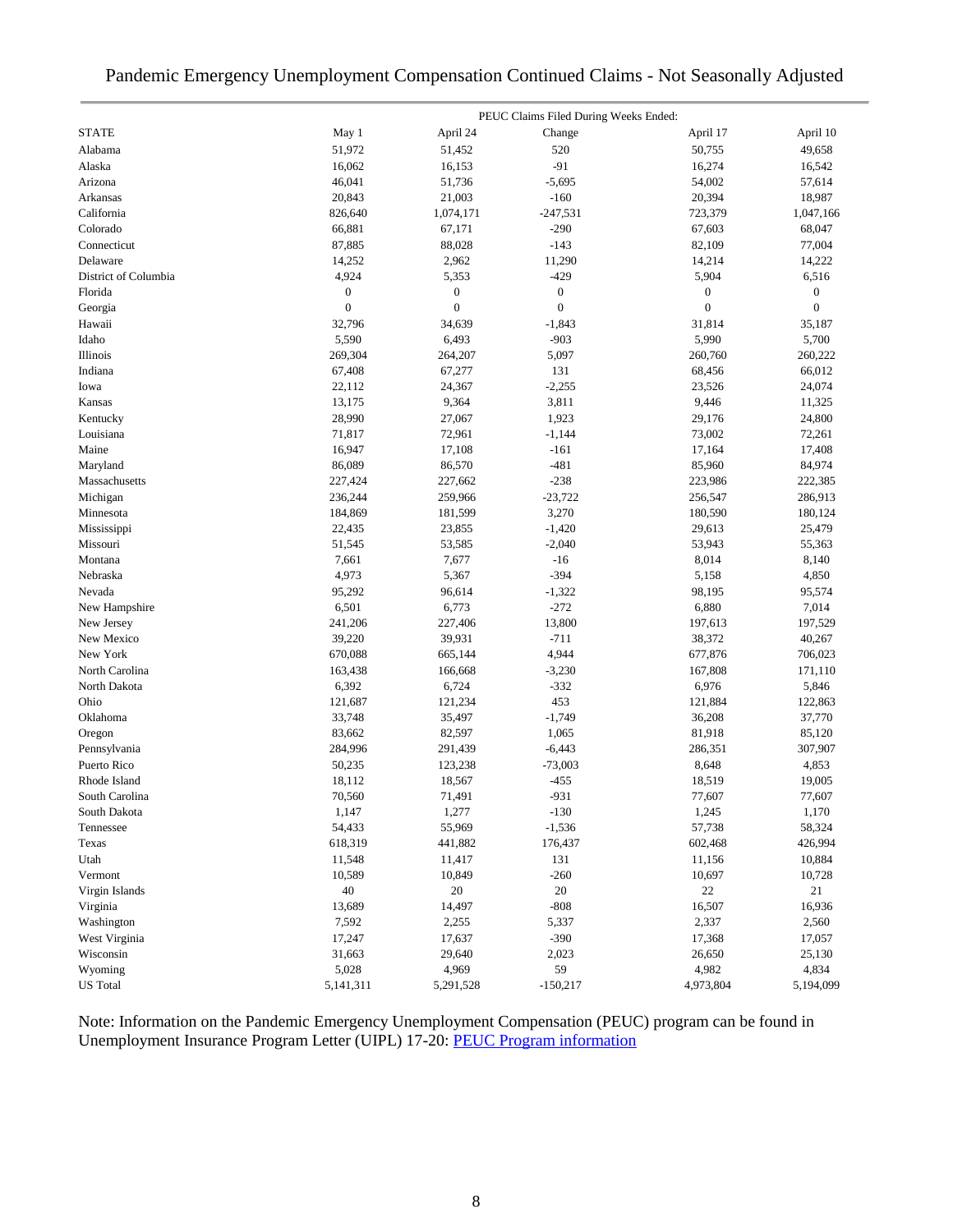# Pandemic Emergency Unemployment Compensation Continued Claims - Not Seasonally Adjusted

| | PEUC Claims Filed During Weeks Ended: | | | | |
|---|---|---|---|---|---|
| STATE | May 1 | April 24 | Change | April 17 | April 10 |
| Alabama | 51,972 | 51,452 | 520 | 50,755 | 49,658 |
| Alaska | 16,062 | 16,153 | -91 | 16,274 | 16,542 |
| Arizona | 46,041 | 51,736 | -5,695 | 54,002 | 57,614 |
| Arkansas | 20,843 | 21,003 | -160 | 20,394 | 18,987 |
| California | 826,640 | 1,074,171 | -247,531 | 723,379 | 1,047,166 |
| Colorado | 66,881 | 67,171 | -290 | 67,603 | 68,047 |
| Connecticut | 87,885 | 88,028 | -143 | 82,109 | 77,004 |
| Delaware | 14,252 | 2,962 | 11,290 | 14,214 | 14,222 |
| District of Columbia | 4,924 | 5,353 | -429 | 5,904 | 6,516 |
| Florida | 0 | 0 | 0 | 0 | 0 |
| Georgia | 0 | 0 | 0 | 0 | 0 |
| Hawaii | 32,796 | 34,639 | -1,843 | 31,814 | 35,187 |
| Idaho | 5,590 | 6,493 | -903 | 5,990 | 5,700 |
| Illinois | 269,304 | 264,207 | 5,097 | 260,760 | 260,222 |
| Indiana | 67,408 | 67,277 | 131 | 68,456 | 66,012 |
| Iowa | 22,112 | 24,367 | -2,255 | 23,526 | 24,074 |
| Kansas | 13,175 | 9,364 | 3,811 | 9,446 | 11,325 |
| Kentucky | 28,990 | 27,067 | 1,923 | 29,176 | 24,800 |
| Louisiana | 71,817 | 72,961 | -1,144 | 73,002 | 72,261 |
| Maine | 16,947 | 17,108 | -161 | 17,164 | 17,408 |
| Maryland | 86,089 | 86,570 | -481 | 85,960 | 84,974 |
| Massachusetts | 227,424 | 227,662 | -238 | 223,986 | 222,385 |
| Michigan | 236,244 | 259,966 | -23,722 | 256,547 | 286,913 |
| Minnesota | 184,869 | 181,599 | 3,270 | 180,590 | 180,124 |
| Mississippi | 22,435 | 23,855 | -1,420 | 29,613 | 25,479 |
| Missouri | 51,545 | 53,585 | -2,040 | 53,943 | 55,363 |
| Montana | 7,661 | 7,677 | -16 | 8,014 | 8,140 |
| Nebraska | 4,973 | 5,367 | -394 | 5,158 | 4,850 |
| Nevada | 95,292 | 96,614 | -1,322 | 98,195 | 95,574 |
| New Hampshire | 6,501 | 6,773 | -272 | 6,880 | 7,014 |
| New Jersey | 241,206 | 227,406 | 13,800 | 197,613 | 197,529 |
| New Mexico | 39,220 | 39,931 | -711 | 38,372 | 40,267 |
| New York | 670,088 | 665,144 | 4,944 | 677,876 | 706,023 |
| North Carolina | 163,438 | 166,668 | -3,230 | 167,808 | 171,110 |
| North Dakota | 6,392 | 6,724 | -332 | 6,976 | 5,846 |
| Ohio | 121,687 | 121,234 | 453 | 121,884 | 122,863 |
| Oklahoma | 33,748 | 35,497 | -1,749 | 36,208 | 37,770 |
| Oregon | 83,662 | 82,597 | 1,065 | 81,918 | 85,120 |
| Pennsylvania | 284,996 | 291,439 | -6,443 | 286,351 | 307,907 |
| Puerto Rico | 50,235 | 123,238 | -73,003 | 8,648 | 4,853 |
| Rhode Island | 18,112 | 18,567 | -455 | 18,519 | 19,005 |
| South Carolina | 70,560 | 71,491 | -931 | 77,607 | 77,607 |
| South Dakota | 1,147 | 1,277 | -130 | 1,245 | 1,170 |
| Tennessee | 54,433 | 55,969 | -1,536 | 57,738 | 58,324 |
| Texas | 618,319 | 441,882 | 176,437 | 602,468 | 426,994 |
| Utah | 11,548 | 11,417 | 131 | 11,156 | 10,884 |
| Vermont | 10,589 | 10,849 | -260 | 10,697 | 10,728 |
| Virgin Islands | 40 | 20 | 20 | 22 | 21 |
| Virginia | 13,689 | 14,497 | -808 | 16,507 | 16,936 |
| Washington | 7,592 | 2,255 | 5,337 | 2,337 | 2,560 |
| West Virginia | 17,247 | 17,637 | -390 | 17,368 | 17,057 |
| Wisconsin | 31,663 | 29,640 | 2,023 | 26,650 | 25,130 |
| Wyoming | 5,028 | 4,969 | 59 | 4,982 | 4,834 |
| US Total | 5,141,311 | 5,291,528 | -150,217 | 4,973,804 | 5,194,099 |

Note: Information on the Pandemic Emergency Unemployment Compensation (PEUC) program can be found in Unemployment Insurance Program Letter (UIPL) 17-20: PEUC Program information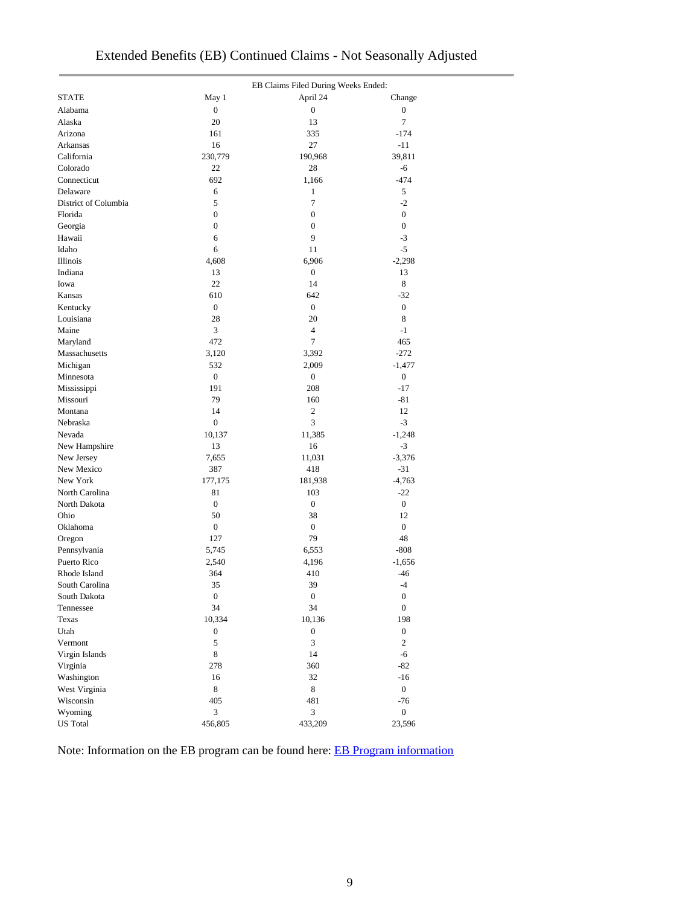# Extended Benefits (EB) Continued Claims - Not Seasonally Adjusted

| STATE | EB Claims Filed During Weeks Ended: May 1 | April 24 | Change |
|---|---|---|---|
| Alabama | 0 | 0 | 0 |
| Alaska | 20 | 13 | 7 |
| Arizona | 161 | 335 | -174 |
| Arkansas | 16 | 27 | -11 |
| California | 230,779 | 190,968 | 39,811 |
| Colorado | 22 | 28 | -6 |
| Connecticut | 692 | 1,166 | -474 |
| Delaware | 6 | 1 | 5 |
| District of Columbia | 5 | 7 | -2 |
| Florida | 0 | 0 | 0 |
| Georgia | 0 | 0 | 0 |
| Hawaii | 6 | 9 | -3 |
| Idaho | 6 | 11 | -5 |
| Illinois | 4,608 | 6,906 | -2,298 |
| Indiana | 13 | 0 | 13 |
| Iowa | 22 | 14 | 8 |
| Kansas | 610 | 642 | -32 |
| Kentucky | 0 | 0 | 0 |
| Louisiana | 28 | 20 | 8 |
| Maine | 3 | 4 | -1 |
| Maryland | 472 | 7 | 465 |
| Massachusetts | 3,120 | 3,392 | -272 |
| Michigan | 532 | 2,009 | -1,477 |
| Minnesota | 0 | 0 | 0 |
| Mississippi | 191 | 208 | -17 |
| Missouri | 79 | 160 | -81 |
| Montana | 14 | 2 | 12 |
| Nebraska | 0 | 3 | -3 |
| Nevada | 10,137 | 11,385 | -1,248 |
| New Hampshire | 13 | 16 | -3 |
| New Jersey | 7,655 | 11,031 | -3,376 |
| New Mexico | 387 | 418 | -31 |
| New York | 177,175 | 181,938 | -4,763 |
| North Carolina | 81 | 103 | -22 |
| North Dakota | 0 | 0 | 0 |
| Ohio | 50 | 38 | 12 |
| Oklahoma | 0 | 0 | 0 |
| Oregon | 127 | 79 | 48 |
| Pennsylvania | 5,745 | 6,553 | -808 |
| Puerto Rico | 2,540 | 4,196 | -1,656 |
| Rhode Island | 364 | 410 | -46 |
| South Carolina | 35 | 39 | -4 |
| South Dakota | 0 | 0 | 0 |
| Tennessee | 34 | 34 | 0 |
| Texas | 10,334 | 10,136 | 198 |
| Utah | 0 | 0 | 0 |
| Vermont | 5 | 3 | 2 |
| Virgin Islands | 8 | 14 | -6 |
| Virginia | 278 | 360 | -82 |
| Washington | 16 | 32 | -16 |
| West Virginia | 8 | 8 | 0 |
| Wisconsin | 405 | 481 | -76 |
| Wyoming | 3 | 3 | 0 |
| US Total | 456,805 | 433,209 | 23,596 |

Note: Information on the EB program can be found here: EB Program information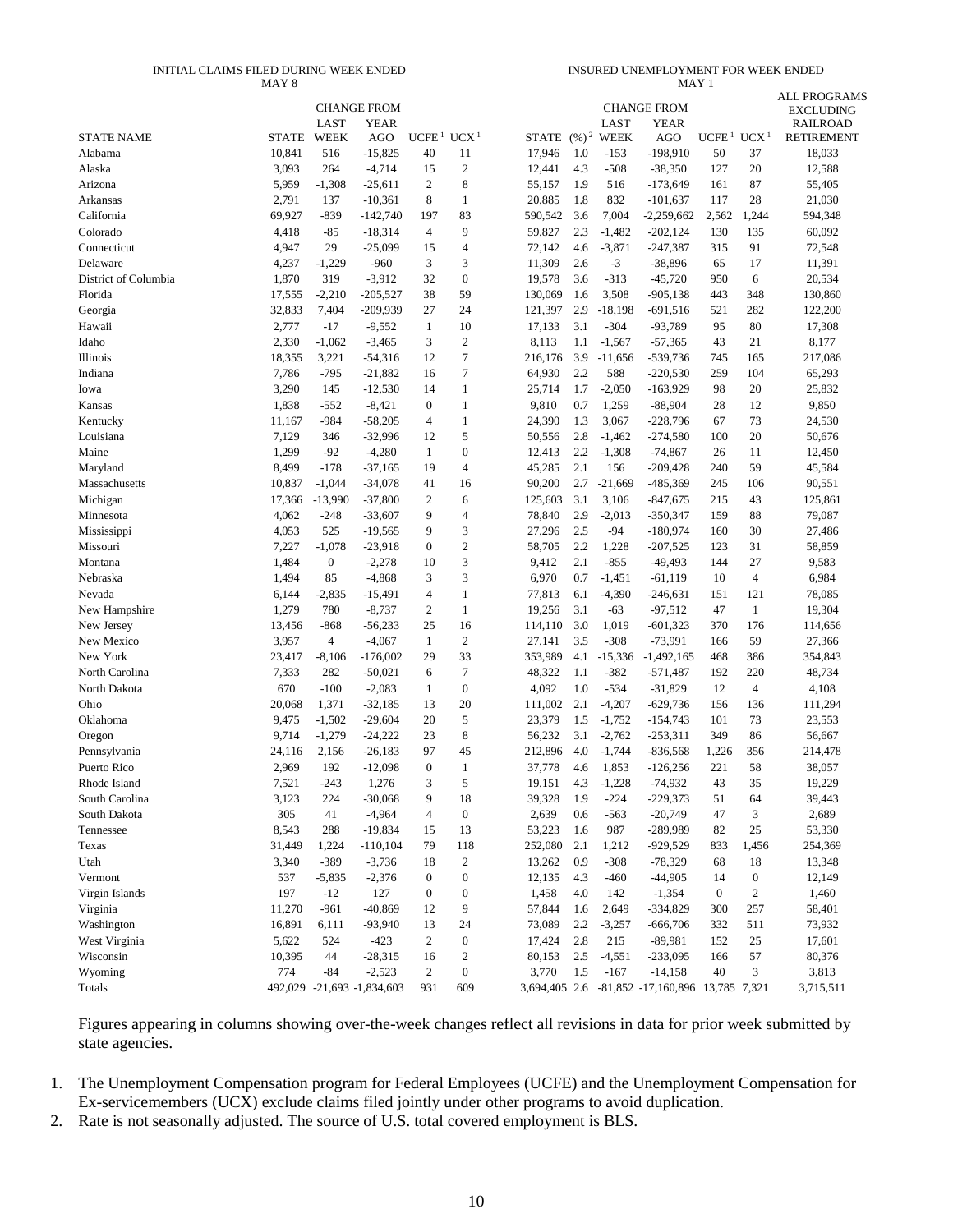| | INITIAL CLAIMS FILED DURING WEEK ENDED MAY 8 | | | | | INSURED UNEMPLOYMENT FOR WEEK ENDED MAY 1 | | | | | | | |
|---|---|---|---|---|---|---|---|---|---|---|---|---|---|
| | | CHANGE FROM | | | | | | CHANGE FROM | | | | | ALL PROGRAMS EXCLUDING RAILROAD RETIREMENT |
| STATE NAME | STATE | LAST WEEK | YEAR AGO | UCFE [1] | UCX [1] | STATE | (%) [2] | LAST WEEK | YEAR AGO | UCFE [1] | UCX [1] | |
| Alabama | 10,841 | 516 | -15,825 | 40 | 11 | 17,946 | 1.0 | -153 | -198,910 | 50 | 37 | 18,033 |
| Alaska | 3,093 | 264 | -4,714 | 15 | 2 | 12,441 | 4.3 | -508 | -38,350 | 127 | 20 | 12,588 |
| Arizona | 5,959 | -1,308 | -25,611 | 2 | 8 | 55,157 | 1.9 | 516 | -173,649 | 161 | 87 | 55,405 |
| Arkansas | 2,791 | 137 | -10,361 | 8 | 1 | 20,885 | 1.8 | 832 | -101,637 | 117 | 28 | 21,030 |
| California | 69,927 | -839 | -142,740 | 197 | 83 | 590,542 | 3.6 | 7,004 | -2,259,662 | 2,562 | 1,244 | 594,348 |
| Colorado | 4,418 | -85 | -18,314 | 4 | 9 | 59,827 | 2.3 | -1,482 | -202,124 | 130 | 135 | 60,092 |
| Connecticut | 4,947 | 29 | -25,099 | 15 | 4 | 72,142 | 4.6 | -3,871 | -247,387 | 315 | 91 | 72,548 |
| Delaware | 4,237 | -1,229 | -960 | 3 | 3 | 11,309 | 2.6 | -3 | -38,896 | 65 | 17 | 11,391 |
| District of Columbia | 1,870 | 319 | -3,912 | 32 | 0 | 19,578 | 3.6 | -313 | -45,720 | 950 | 6 | 20,534 |
| Florida | 17,555 | -2,210 | -205,527 | 38 | 59 | 130,069 | 1.6 | 3,508 | -905,138 | 443 | 348 | 130,860 |
| Georgia | 32,833 | 7,404 | -209,939 | 27 | 24 | 121,397 | 2.9 | -18,198 | -691,516 | 521 | 282 | 122,200 |
| Hawaii | 2,777 | -17 | -9,552 | 1 | 10 | 17,133 | 3.1 | -304 | -93,789 | 95 | 80 | 17,308 |
| Idaho | 2,330 | -1,062 | -3,465 | 3 | 2 | 8,113 | 1.1 | -1,567 | -57,365 | 43 | 21 | 8,177 |
| Illinois | 18,355 | 3,221 | -54,316 | 12 | 7 | 216,176 | 3.9 | -11,656 | -539,736 | 745 | 165 | 217,086 |
| Indiana | 7,786 | -795 | -21,882 | 16 | 7 | 64,930 | 2.2 | 588 | -220,530 | 259 | 104 | 65,293 |
| Iowa | 3,290 | 145 | -12,530 | 14 | 1 | 25,714 | 1.7 | -2,050 | -163,929 | 98 | 20 | 25,832 |
| Kansas | 1,838 | -552 | -8,421 | 0 | 1 | 9,810 | 0.7 | 1,259 | -88,904 | 28 | 12 | 9,850 |
| Kentucky | 11,167 | -984 | -58,205 | 4 | 1 | 24,390 | 1.3 | 3,067 | -228,796 | 67 | 73 | 24,530 |
| Louisiana | 7,129 | 346 | -32,996 | 12 | 5 | 50,556 | 2.8 | -1,462 | -274,580 | 100 | 20 | 50,676 |
| Maine | 1,299 | -92 | -4,280 | 1 | 0 | 12,413 | 2.2 | -1,308 | -74,867 | 26 | 11 | 12,450 |
| Maryland | 8,499 | -178 | -37,165 | 19 | 4 | 45,285 | 2.1 | 156 | -209,428 | 240 | 59 | 45,584 |
| Massachusetts | 10,837 | -1,044 | -34,078 | 41 | 16 | 90,200 | 2.7 | -21,669 | -485,369 | 245 | 106 | 90,551 |
| Michigan | 17,366 | -13,990 | -37,800 | 2 | 6 | 125,603 | 3.1 | 3,106 | -847,675 | 215 | 43 | 125,861 |
| Minnesota | 4,062 | -248 | -33,607 | 9 | 4 | 78,840 | 2.9 | -2,013 | -350,347 | 159 | 88 | 79,087 |
| Mississippi | 4,053 | 525 | -19,565 | 9 | 3 | 27,296 | 2.5 | -94 | -180,974 | 160 | 30 | 27,486 |
| Missouri | 7,227 | -1,078 | -23,918 | 0 | 2 | 58,705 | 2.2 | 1,228 | -207,525 | 123 | 31 | 58,859 |
| Montana | 1,484 | 0 | -2,278 | 10 | 3 | 9,412 | 2.1 | -855 | -49,493 | 144 | 27 | 9,583 |
| Nebraska | 1,494 | 85 | -4,868 | 3 | 3 | 6,970 | 0.7 | -1,451 | -61,119 | 10 | 4 | 6,984 |
| Nevada | 6,144 | -2,835 | -15,491 | 4 | 1 | 77,813 | 6.1 | -4,390 | -246,631 | 151 | 121 | 78,085 |
| New Hampshire | 1,279 | 780 | -8,737 | 2 | 1 | 19,256 | 3.1 | -63 | -97,512 | 47 | 1 | 19,304 |
| New Jersey | 13,456 | -868 | -56,233 | 25 | 16 | 114,110 | 3.0 | 1,019 | -601,323 | 370 | 176 | 114,656 |
| New Mexico | 3,957 | 4 | -4,067 | 1 | 2 | 27,141 | 3.5 | -308 | -73,991 | 166 | 59 | 27,366 |
| New York | 23,417 | -8,106 | -176,002 | 29 | 33 | 353,989 | 4.1 | -15,336 | -1,492,165 | 468 | 386 | 354,843 |
| North Carolina | 7,333 | 282 | -50,021 | 6 | 7 | 48,322 | 1.1 | -382 | -571,487 | 192 | 220 | 48,734 |
| North Dakota | 670 | -100 | -2,083 | 1 | 0 | 4,092 | 1.0 | -534 | -31,829 | 12 | 4 | 4,108 |
| Ohio | 20,068 | 1,371 | -32,185 | 13 | 20 | 111,002 | 2.1 | -4,207 | -629,736 | 156 | 136 | 111,294 |
| Oklahoma | 9,475 | -1,502 | -29,604 | 20 | 5 | 23,379 | 1.5 | -1,752 | -154,743 | 101 | 73 | 23,553 |
| Oregon | 9,714 | -1,279 | -24,222 | 23 | 8 | 56,232 | 3.1 | -2,762 | -253,311 | 349 | 86 | 56,667 |
| Pennsylvania | 24,116 | 2,156 | -26,183 | 97 | 45 | 212,896 | 4.0 | -1,744 | -836,568 | 1,226 | 356 | 214,478 |
| Puerto Rico | 2,969 | 192 | -12,098 | 0 | 1 | 37,778 | 4.6 | 1,853 | -126,256 | 221 | 58 | 38,057 |
| Rhode Island | 7,521 | -243 | 1,276 | 3 | 5 | 19,151 | 4.3 | -1,228 | -74,932 | 43 | 35 | 19,229 |
| South Carolina | 3,123 | 224 | -30,068 | 9 | 18 | 39,328 | 1.9 | -224 | -229,373 | 51 | 64 | 39,443 |
| South Dakota | 305 | 41 | -4,964 | 4 | 0 | 2,639 | 0.6 | -563 | -20,749 | 47 | 3 | 2,689 |
| Tennessee | 8,543 | 288 | -19,834 | 15 | 13 | 53,223 | 1.6 | 987 | -289,989 | 82 | 25 | 53,330 |
| Texas | 31,449 | 1,224 | -110,104 | 79 | 118 | 252,080 | 2.1 | 1,212 | -929,529 | 833 | 1,456 | 254,369 |
| Utah | 3,340 | -389 | -3,736 | 18 | 2 | 13,262 | 0.9 | -308 | -78,329 | 68 | 18 | 13,348 |
| Vermont | 537 | -5,835 | -2,376 | 0 | 0 | 12,135 | 4.3 | -460 | -44,905 | 14 | 0 | 12,149 |
| Virgin Islands | 197 | -12 | 127 | 0 | 0 | 1,458 | 4.0 | 142 | -1,354 | 0 | 2 | 1,460 |
| Virginia | 11,270 | -961 | -40,869 | 12 | 9 | 57,844 | 1.6 | 2,649 | -334,829 | 300 | 257 | 58,401 |
| Washington | 16,891 | 6,111 | -93,940 | 13 | 24 | 73,089 | 2.2 | -3,257 | -666,706 | 332 | 511 | 73,932 |
| West Virginia | 5,622 | 524 | -423 | 2 | 0 | 17,424 | 2.8 | 215 | -89,981 | 152 | 25 | 17,601 |
| Wisconsin | 10,395 | 44 | -28,315 | 16 | 2 | 80,153 | 2.5 | -4,551 | -233,095 | 166 | 57 | 80,376 |
| Wyoming | 774 | -84 | -2,523 | 2 | 0 | 3,770 | 1.5 | -167 | -14,158 | 40 | 3 | 3,813 |
| Totals | 492,029 | -21,693 | -1,834,603 | 931 | 609 | 3,694,405 | 2.6 | -81,852 | -17,160,896 | 13,785 | 7,321 | 3,715,511 |

Figures appearing in columns showing over-the-week changes reflect all revisions in data for prior week submitted by state agencies.

1. The Unemployment Compensation program for Federal Employees (UCFE) and the Unemployment Compensation for Ex-servicemembers (UCX) exclude claims filed jointly under other programs to avoid duplication.
2. Rate is not seasonally adjusted. The source of U.S. total covered employment is BLS.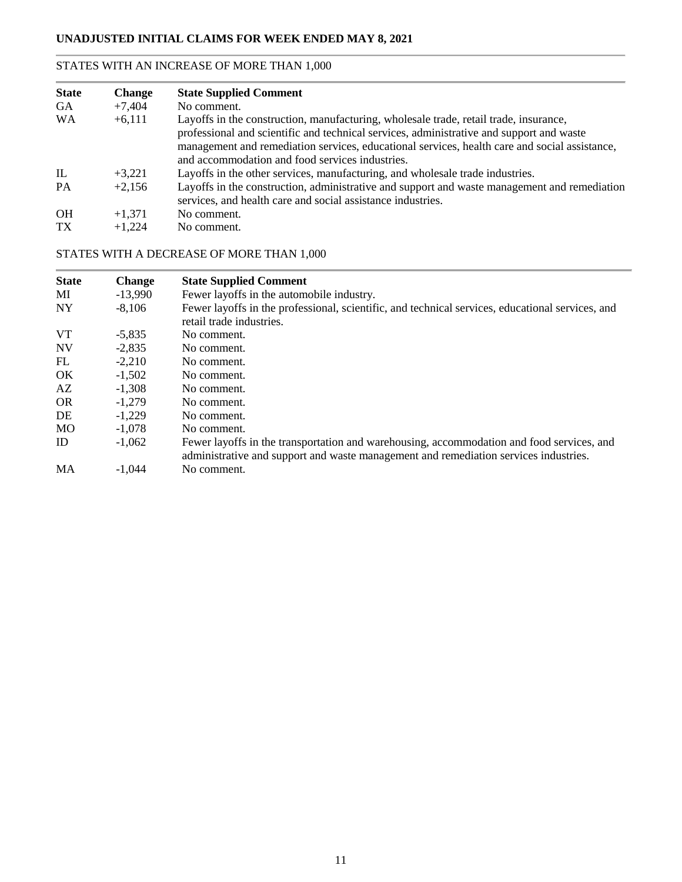## UNADJUSTED INITIAL CLAIMS FOR WEEK ENDED MAY 8, 2021

### STATES WITH AN INCREASE OF MORE THAN 1,000

| State | Change | State Supplied Comment |
|---|---|---|
| GA | +7,404 | No comment. |
| WA | +6,111 | Layoffs in the construction, manufacturing, wholesale trade, retail trade, insurance, professional and scientific and technical services, administrative and support and waste management and remediation services, educational services, health care and social assistance, and accommodation and food services industries. |
| IL | +3,221 | Layoffs in the other services, manufacturing, and wholesale trade industries. |
| PA | +2,156 | Layoffs in the construction, administrative and support and waste management and remediation services, and health care and social assistance industries. |
| OH | +1,371 | No comment. |
| TX | +1,224 | No comment. |

### STATES WITH A DECREASE OF MORE THAN 1,000

| State | Change | State Supplied Comment |
|---|---|---|
| MI | -13,990 | Fewer layoffs in the automobile industry. |
| NY | -8,106 | Fewer layoffs in the professional, scientific, and technical services, educational services, and retail trade industries. |
| VT | -5,835 | No comment. |
| NV | -2,835 | No comment. |
| FL | -2,210 | No comment. |
| OK | -1,502 | No comment. |
| AZ | -1,308 | No comment. |
| OR | -1,279 | No comment. |
| DE | -1,229 | No comment. |
| MO | -1,078 | No comment. |
| ID | -1,062 | Fewer layoffs in the transportation and warehousing, accommodation and food services, and administrative and support and waste management and remediation services industries. |
| MA | -1,044 | No comment. |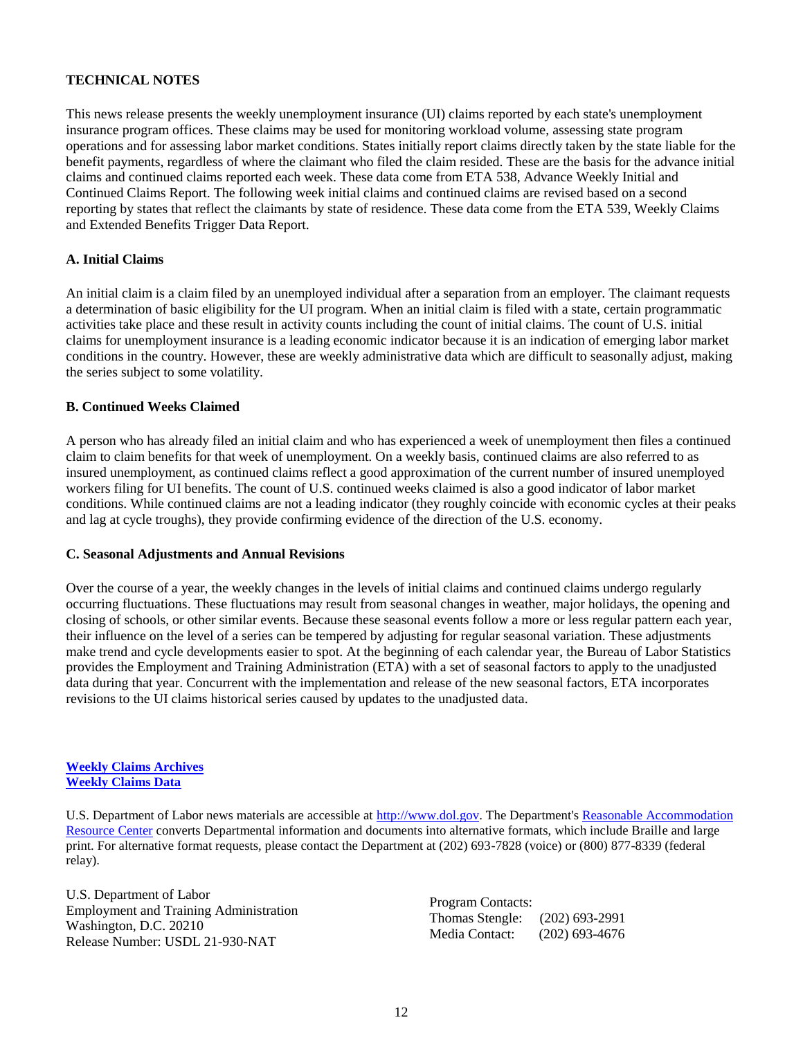**TECHNICAL NOTES**

This news release presents the weekly unemployment insurance (UI) claims reported by each state's unemployment insurance program offices. These claims may be used for monitoring workload volume, assessing state program operations and for assessing labor market conditions. States initially report claims directly taken by the state liable for the benefit payments, regardless of where the claimant who filed the claim resided. These are the basis for the advance initial claims and continued claims reported each week. These data come from ETA 538, Advance Weekly Initial and Continued Claims Report. The following week initial claims and continued claims are revised based on a second reporting by states that reflect the claimants by state of residence. These data come from the ETA 539, Weekly Claims and Extended Benefits Trigger Data Report.

**A. Initial Claims**

An initial claim is a claim filed by an unemployed individual after a separation from an employer. The claimant requests a determination of basic eligibility for the UI program. When an initial claim is filed with a state, certain programmatic activities take place and these result in activity counts including the count of initial claims. The count of U.S. initial claims for unemployment insurance is a leading economic indicator because it is an indication of emerging labor market conditions in the country. However, these are weekly administrative data which are difficult to seasonally adjust, making the series subject to some volatility.

**B. Continued Weeks Claimed**

A person who has already filed an initial claim and who has experienced a week of unemployment then files a continued claim to claim benefits for that week of unemployment. On a weekly basis, continued claims are also referred to as insured unemployment, as continued claims reflect a good approximation of the current number of insured unemployed workers filing for UI benefits. The count of U.S. continued weeks claimed is also a good indicator of labor market conditions. While continued claims are not a leading indicator (they roughly coincide with economic cycles at their peaks and lag at cycle troughs), they provide confirming evidence of the direction of the U.S. economy.

**C. Seasonal Adjustments and Annual Revisions**

Over the course of a year, the weekly changes in the levels of initial claims and continued claims undergo regularly occurring fluctuations. These fluctuations may result from seasonal changes in weather, major holidays, the opening and closing of schools, or other similar events. Because these seasonal events follow a more or less regular pattern each year, their influence on the level of a series can be tempered by adjusting for regular seasonal variation. These adjustments make trend and cycle developments easier to spot. At the beginning of each calendar year, the Bureau of Labor Statistics provides the Employment and Training Administration (ETA) with a set of seasonal factors to apply to the unadjusted data during that year. Concurrent with the implementation and release of the new seasonal factors, ETA incorporates revisions to the UI claims historical series caused by updates to the unadjusted data.

**Weekly Claims Archives**
**Weekly Claims Data**

U.S. Department of Labor news materials are accessible at http://www.dol.gov. The Department's Reasonable Accommodation Resource Center converts Departmental information and documents into alternative formats, which include Braille and large print. For alternative format requests, please contact the Department at (202) 693-7828 (voice) or (800) 877-8339 (federal relay).

U.S. Department of Labor
Employment and Training Administration
Washington, D.C. 20210
Release Number: USDL 21-930-NAT

Program Contacts:
Thomas Stengle: (202) 693-2991
Media Contact: (202) 693-4676